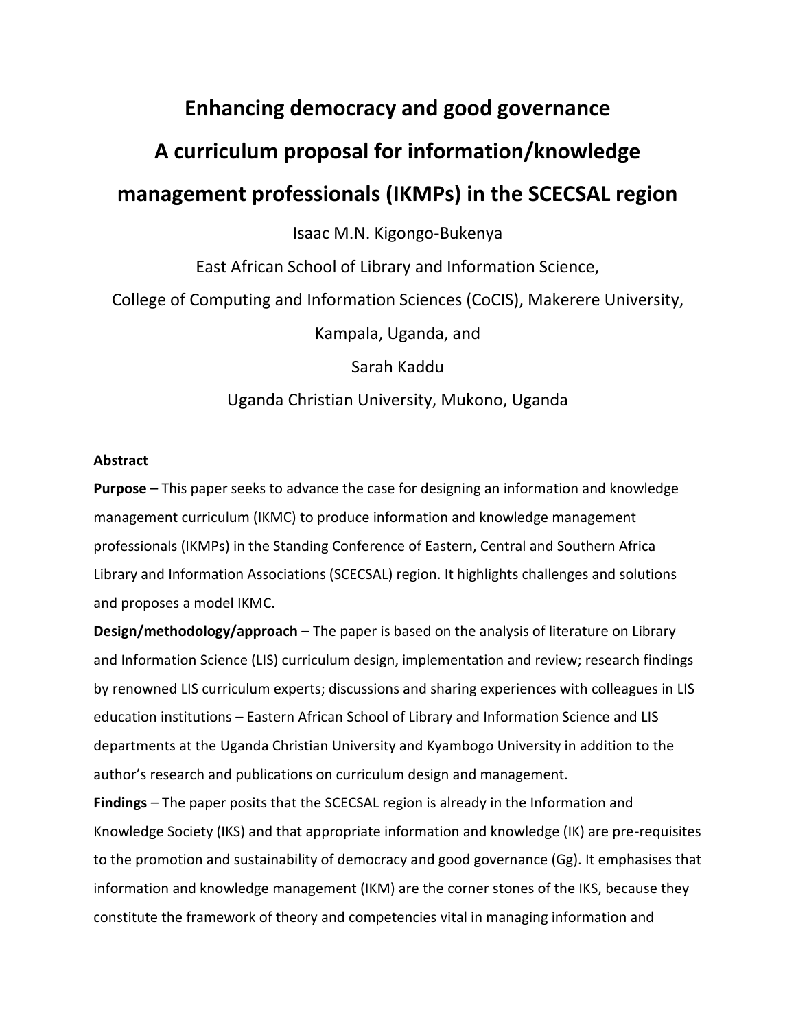# Enhancing democracy and good governance

# A curriculum proposal for information/knowledge management professionals (IKMPs) in the SCECSAL region

Isaac M.N. Kigongo-Bukenya

East African School of Library and Information Science,

College of Computing and Information Sciences (CoCIS), Makerere University,

Kampala, Uganda, and

Sarah Kaddu

Uganda Christian University, Mukono, Uganda

**Abstract**

**Purpose** – This paper seeks to advance the case for designing an information and knowledge management curriculum (IKMC) to produce information and knowledge management professionals (IKMPs) in the Standing Conference of Eastern, Central and Southern Africa Library and Information Associations (SCECSAL) region. It highlights challenges and solutions and proposes a model IKMC.

**Design/methodology/approach** – The paper is based on the analysis of literature on Library and Information Science (LIS) curriculum design, implementation and review; research findings by renowned LIS curriculum experts; discussions and sharing experiences with colleagues in LIS education institutions – Eastern African School of Library and Information Science and LIS departments at the Uganda Christian University and Kyambogo University in addition to the author's research and publications on curriculum design and management.

**Findings** – The paper posits that the SCECSAL region is already in the Information and Knowledge Society (IKS) and that appropriate information and knowledge (IK) are pre-requisites to the promotion and sustainability of democracy and good governance (Gg). It emphasises that information and knowledge management (IKM) are the corner stones of the IKS, because they constitute the framework of theory and competencies vital in managing information and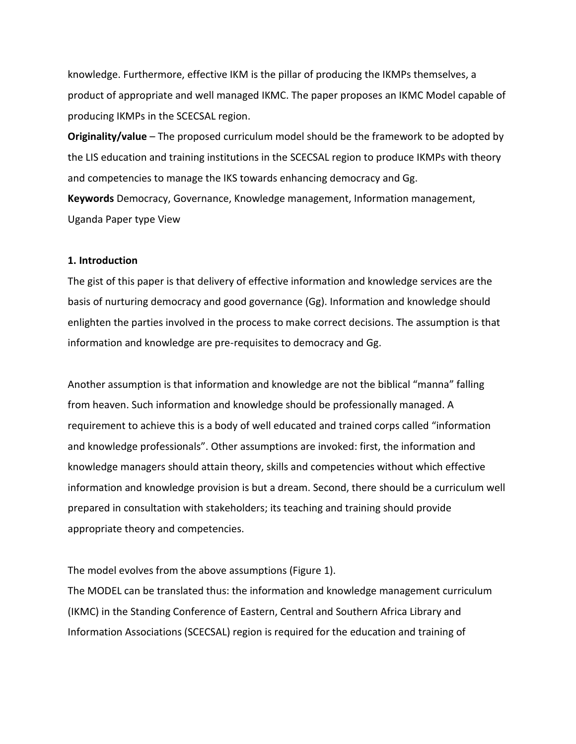knowledge. Furthermore, effective IKM is the pillar of producing the IKMPs themselves, a product of appropriate and well managed IKMC. The paper proposes an IKMC Model capable of producing IKMPs in the SCECSAL region.

**Originality/value** – The proposed curriculum model should be the framework to be adopted by the LIS education and training institutions in the SCECSAL region to produce IKMPs with theory and competencies to manage the IKS towards enhancing democracy and Gg.

**Keywords** Democracy, Governance, Knowledge management, Information management, Uganda Paper type View

## 1. Introduction

The gist of this paper is that delivery of effective information and knowledge services are the basis of nurturing democracy and good governance (Gg). Information and knowledge should enlighten the parties involved in the process to make correct decisions. The assumption is that information and knowledge are pre-requisites to democracy and Gg.

Another assumption is that information and knowledge are not the biblical "manna" falling from heaven. Such information and knowledge should be professionally managed. A requirement to achieve this is a body of well educated and trained corps called "information and knowledge professionals". Other assumptions are invoked: first, the information and knowledge managers should attain theory, skills and competencies without which effective information and knowledge provision is but a dream. Second, there should be a curriculum well prepared in consultation with stakeholders; its teaching and training should provide appropriate theory and competencies.

The model evolves from the above assumptions (Figure 1).

The MODEL can be translated thus: the information and knowledge management curriculum (IKMC) in the Standing Conference of Eastern, Central and Southern Africa Library and Information Associations (SCECSAL) region is required for the education and training of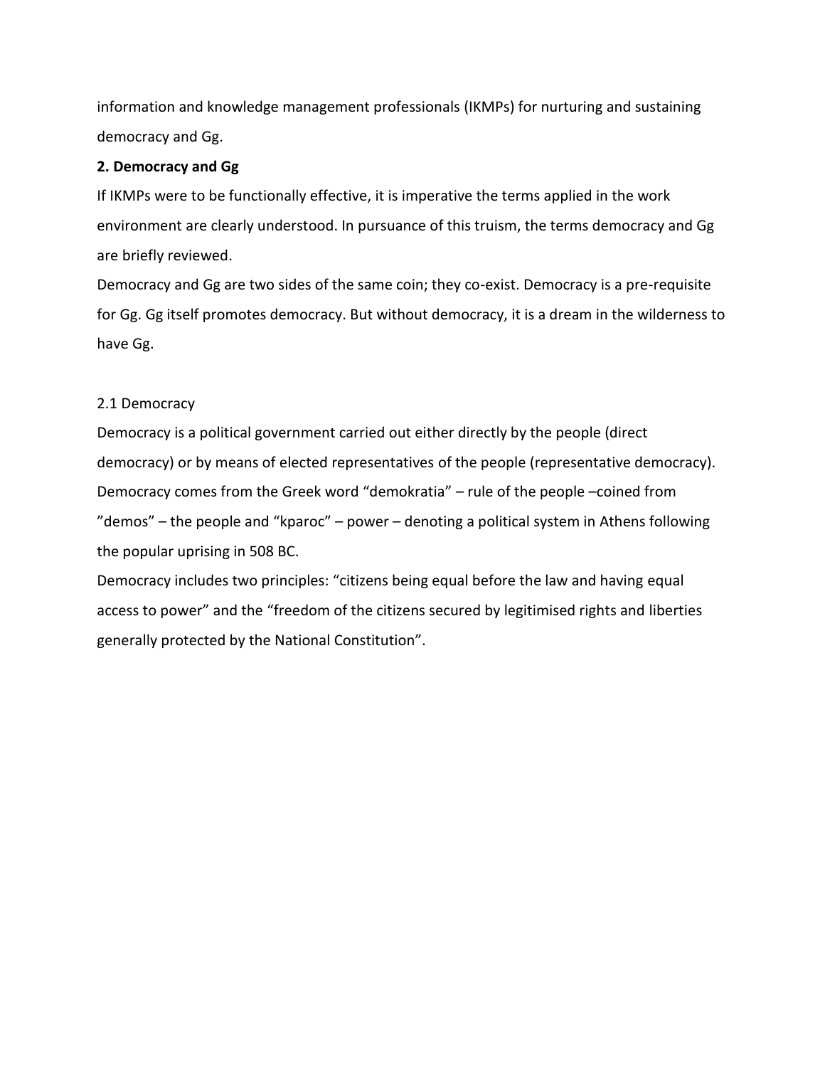information and knowledge management professionals (IKMPs) for nurturing and sustaining democracy and Gg.

## 2. Democracy and Gg

If IKMPs were to be functionally effective, it is imperative the terms applied in the work environment are clearly understood. In pursuance of this truism, the terms democracy and Gg are briefly reviewed.

Democracy and Gg are two sides of the same coin; they co-exist. Democracy is a pre-requisite for Gg. Gg itself promotes democracy. But without democracy, it is a dream in the wilderness to have Gg.

### 2.1 Democracy

Democracy is a political government carried out either directly by the people (direct democracy) or by means of elected representatives of the people (representative democracy). Democracy comes from the Greek word "demokratia" – rule of the people –coined from "demos" – the people and "kparoc" – power – denoting a political system in Athens following the popular uprising in 508 BC.

Democracy includes two principles: "citizens being equal before the law and having equal access to power" and the "freedom of the citizens secured by legitimised rights and liberties generally protected by the National Constitution".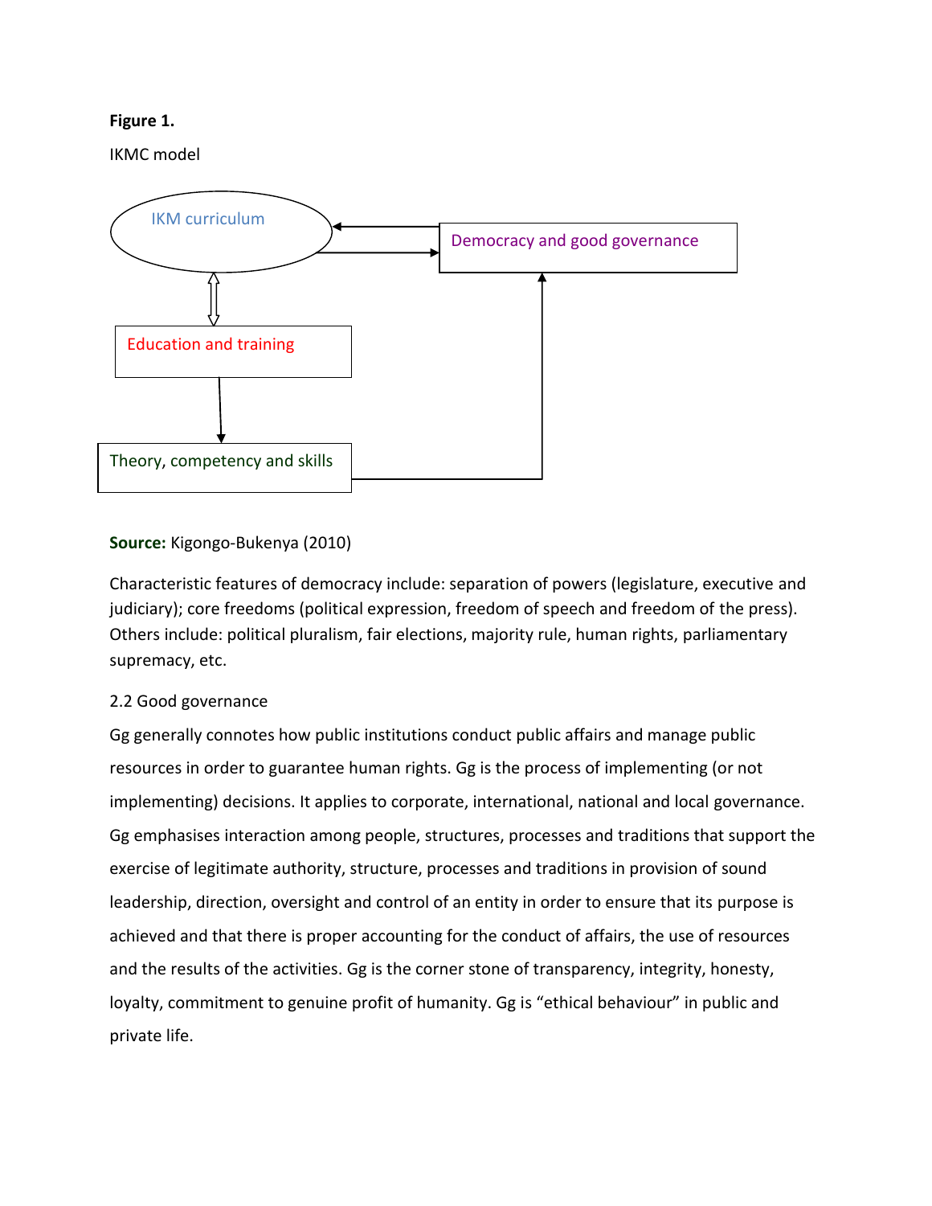**Figure 1.**

IKMC model

IKM curriculum

Democracy and good governance

Education and training

Theory, competency and skills

**Source:** Kigongo-Bukenya (2010)

Characteristic features of democracy include: separation of powers (legislature, executive and judiciary); core freedoms (political expression, freedom of speech and freedom of the press). Others include: political pluralism, fair elections, majority rule, human rights, parliamentary supremacy, etc.

2.2 Good governance

Gg generally connotes how public institutions conduct public affairs and manage public resources in order to guarantee human rights. Gg is the process of implementing (or not implementing) decisions. It applies to corporate, international, national and local governance. Gg emphasises interaction among people, structures, processes and traditions that support the exercise of legitimate authority, structure, processes and traditions in provision of sound leadership, direction, oversight and control of an entity in order to ensure that its purpose is achieved and that there is proper accounting for the conduct of affairs, the use of resources and the results of the activities. Gg is the corner stone of transparency, integrity, honesty, loyalty, commitment to genuine profit of humanity. Gg is "ethical behaviour" in public and private life.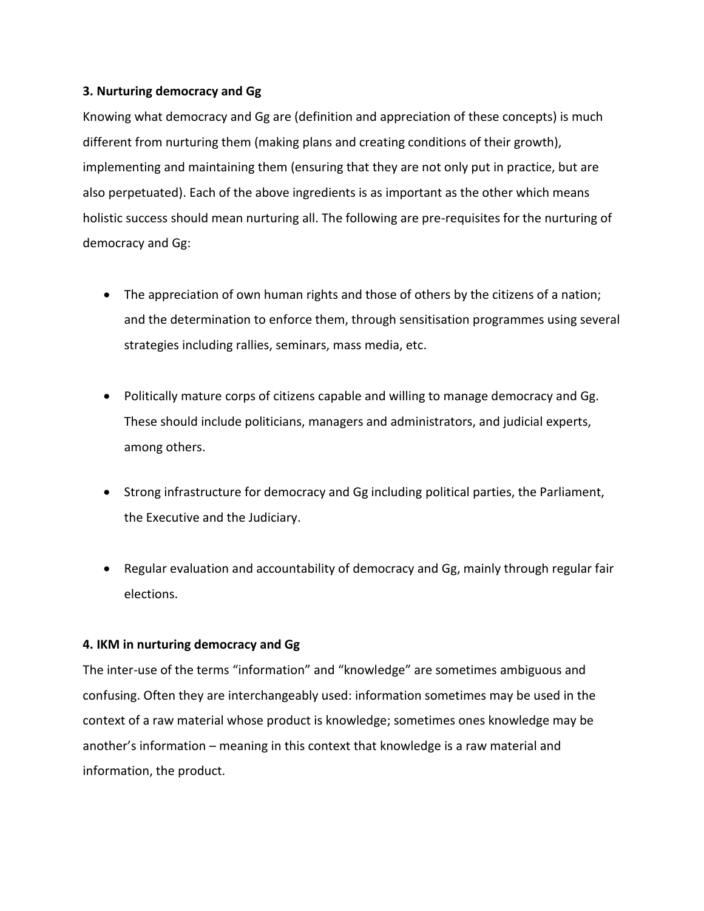### 3. Nurturing democracy and Gg

Knowing what democracy and Gg are (definition and appreciation of these concepts) is much different from nurturing them (making plans and creating conditions of their growth), implementing and maintaining them (ensuring that they are not only put in practice, but are also perpetuated). Each of the above ingredients is as important as the other which means holistic success should mean nurturing all. The following are pre-requisites for the nurturing of democracy and Gg:

- The appreciation of own human rights and those of others by the citizens of a nation; and the determination to enforce them, through sensitisation programmes using several strategies including rallies, seminars, mass media, etc.

- Politically mature corps of citizens capable and willing to manage democracy and Gg. These should include politicians, managers and administrators, and judicial experts, among others.

- Strong infrastructure for democracy and Gg including political parties, the Parliament, the Executive and the Judiciary.

- Regular evaluation and accountability of democracy and Gg, mainly through regular fair elections.

### 4. IKM in nurturing democracy and Gg

The inter-use of the terms "information" and "knowledge" are sometimes ambiguous and confusing. Often they are interchangeably used: information sometimes may be used in the context of a raw material whose product is knowledge; sometimes ones knowledge may be another's information – meaning in this context that knowledge is a raw material and information, the product.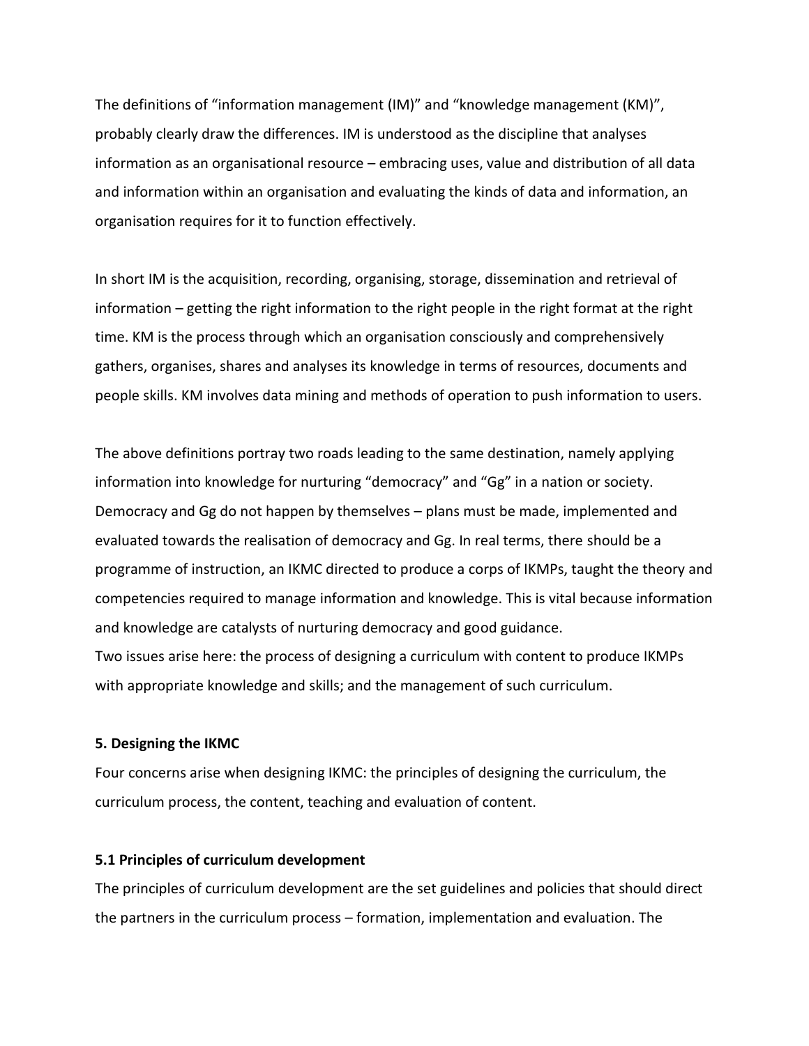The definitions of "information management (IM)" and "knowledge management (KM)", probably clearly draw the differences. IM is understood as the discipline that analyses information as an organisational resource – embracing uses, value and distribution of all data and information within an organisation and evaluating the kinds of data and information, an organisation requires for it to function effectively.

In short IM is the acquisition, recording, organising, storage, dissemination and retrieval of information – getting the right information to the right people in the right format at the right time. KM is the process through which an organisation consciously and comprehensively gathers, organises, shares and analyses its knowledge in terms of resources, documents and people skills. KM involves data mining and methods of operation to push information to users.

The above definitions portray two roads leading to the same destination, namely applying information into knowledge for nurturing "democracy" and "Gg" in a nation or society. Democracy and Gg do not happen by themselves – plans must be made, implemented and evaluated towards the realisation of democracy and Gg. In real terms, there should be a programme of instruction, an IKMC directed to produce a corps of IKMPs, taught the theory and competencies required to manage information and knowledge. This is vital because information and knowledge are catalysts of nurturing democracy and good guidance.
Two issues arise here: the process of designing a curriculum with content to produce IKMPs with appropriate knowledge and skills; and the management of such curriculum.

### 5. Designing the IKMC

Four concerns arise when designing IKMC: the principles of designing the curriculum, the curriculum process, the content, teaching and evaluation of content.

#### 5.1 Principles of curriculum development

The principles of curriculum development are the set guidelines and policies that should direct the partners in the curriculum process – formation, implementation and evaluation. The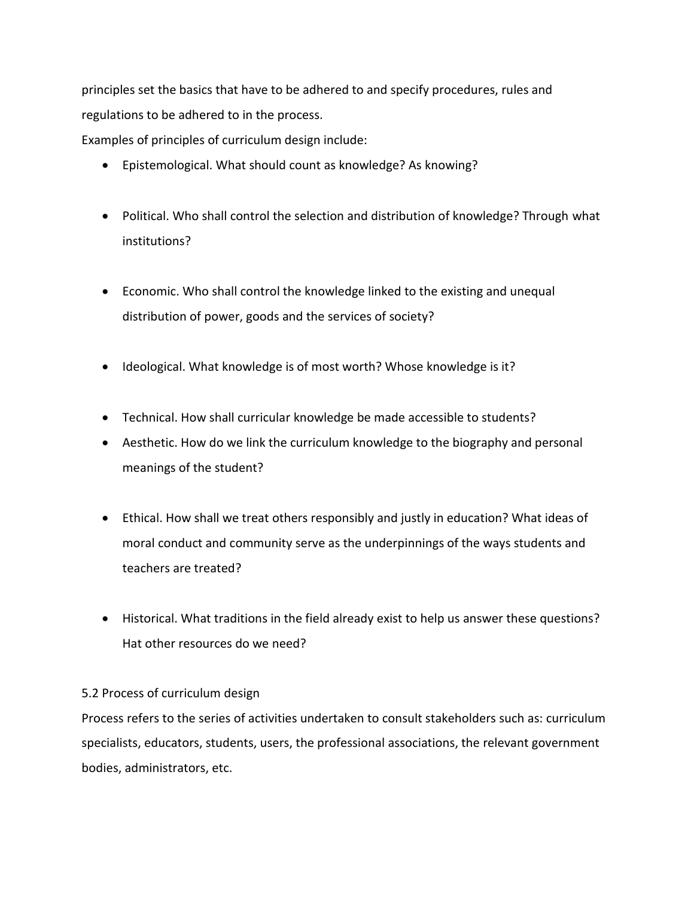principles set the basics that have to be adhered to and specify procedures, rules and regulations to be adhered to in the process.

Examples of principles of curriculum design include:

- Epistemological. What should count as knowledge? As knowing?
- Political. Who shall control the selection and distribution of knowledge? Through what institutions?
- Economic. Who shall control the knowledge linked to the existing and unequal distribution of power, goods and the services of society?
- Ideological. What knowledge is of most worth? Whose knowledge is it?
- Technical. How shall curricular knowledge be made accessible to students?
- Aesthetic. How do we link the curriculum knowledge to the biography and personal meanings of the student?
- Ethical. How shall we treat others responsibly and justly in education? What ideas of moral conduct and community serve as the underpinnings of the ways students and teachers are treated?
- Historical. What traditions in the field already exist to help us answer these questions? Hat other resources do we need?

## 5.2 Process of curriculum design

Process refers to the series of activities undertaken to consult stakeholders such as: curriculum specialists, educators, students, users, the professional associations, the relevant government bodies, administrators, etc.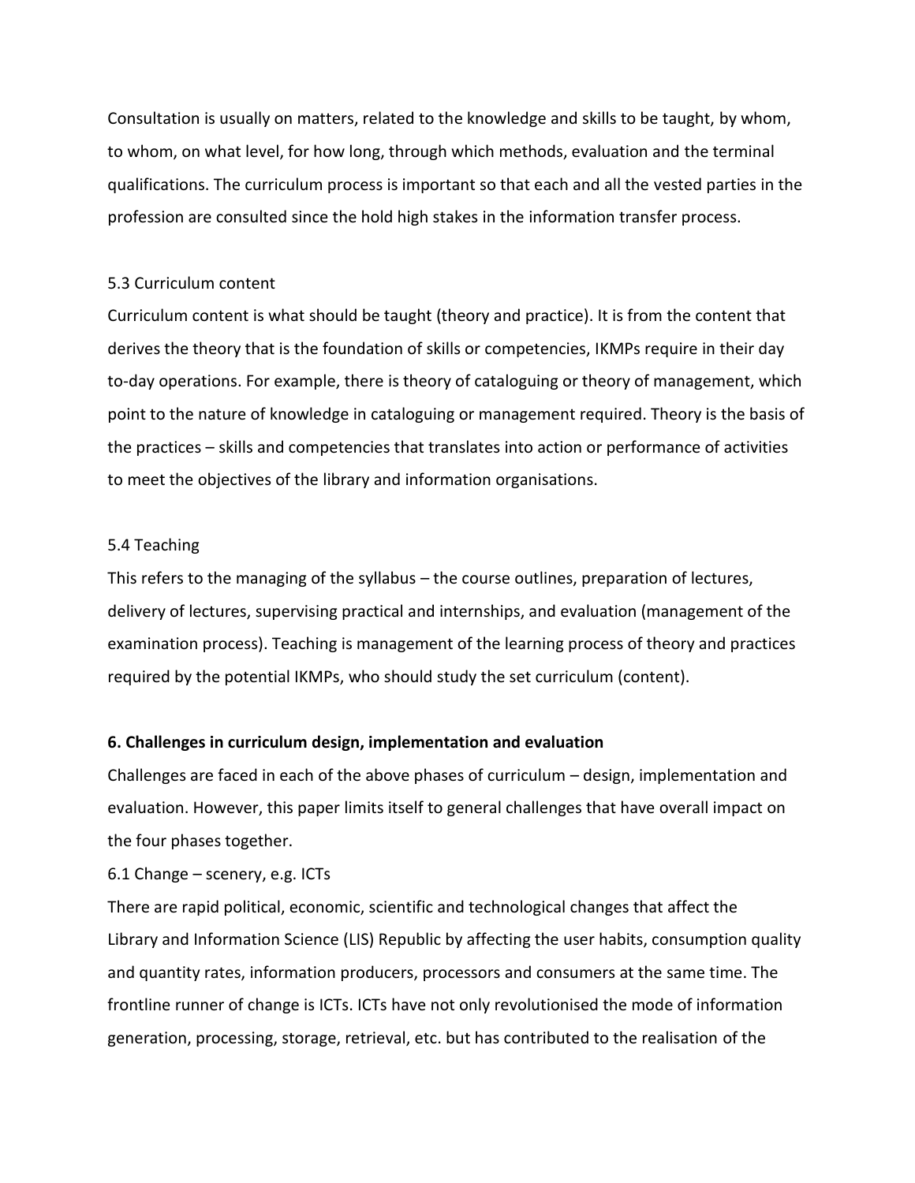Consultation is usually on matters, related to the knowledge and skills to be taught, by whom, to whom, on what level, for how long, through which methods, evaluation and the terminal qualifications. The curriculum process is important so that each and all the vested parties in the profession are consulted since the hold high stakes in the information transfer process.

5.3 Curriculum content

Curriculum content is what should be taught (theory and practice). It is from the content that derives the theory that is the foundation of skills or competencies, IKMPs require in their day to-day operations. For example, there is theory of cataloguing or theory of management, which point to the nature of knowledge in cataloguing or management required. Theory is the basis of the practices – skills and competencies that translates into action or performance of activities to meet the objectives of the library and information organisations.

5.4 Teaching

This refers to the managing of the syllabus – the course outlines, preparation of lectures, delivery of lectures, supervising practical and internships, and evaluation (management of the examination process). Teaching is management of the learning process of theory and practices required by the potential IKMPs, who should study the set curriculum (content).

**6. Challenges in curriculum design, implementation and evaluation**

Challenges are faced in each of the above phases of curriculum – design, implementation and evaluation. However, this paper limits itself to general challenges that have overall impact on the four phases together.

6.1 Change – scenery, e.g. ICTs

There are rapid political, economic, scientific and technological changes that affect the Library and Information Science (LIS) Republic by affecting the user habits, consumption quality and quantity rates, information producers, processors and consumers at the same time. The frontline runner of change is ICTs. ICTs have not only revolutionised the mode of information generation, processing, storage, retrieval, etc. but has contributed to the realisation of the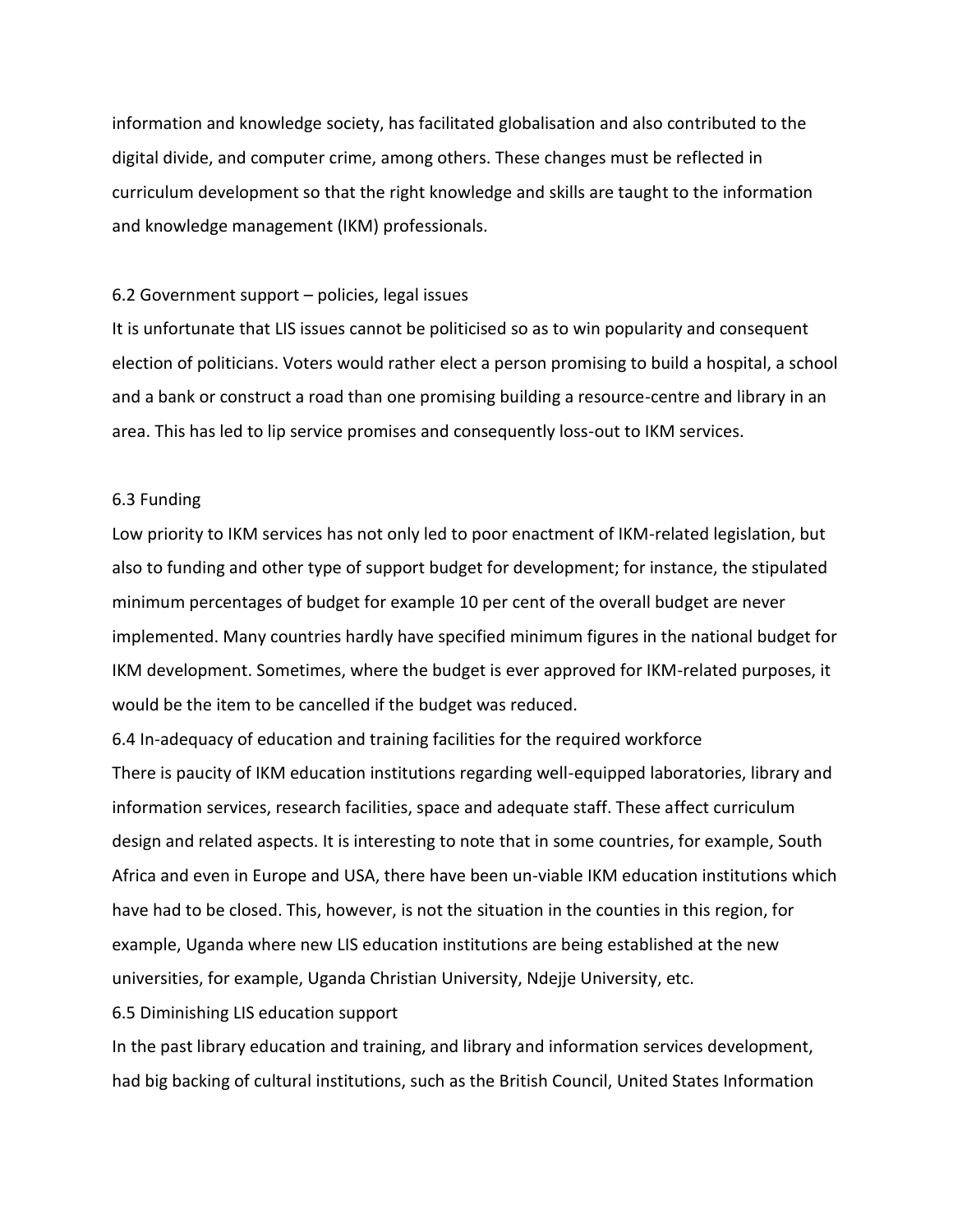information and knowledge society, has facilitated globalisation and also contributed to the digital divide, and computer crime, among others. These changes must be reflected in curriculum development so that the right knowledge and skills are taught to the information and knowledge management (IKM) professionals.

### 6.2 Government support – policies, legal issues

It is unfortunate that LIS issues cannot be politicised so as to win popularity and consequent election of politicians. Voters would rather elect a person promising to build a hospital, a school and a bank or construct a road than one promising building a resource-centre and library in an area. This has led to lip service promises and consequently loss-out to IKM services.

### 6.3 Funding

Low priority to IKM services has not only led to poor enactment of IKM-related legislation, but also to funding and other type of support budget for development; for instance, the stipulated minimum percentages of budget for example 10 per cent of the overall budget are never implemented. Many countries hardly have specified minimum figures in the national budget for IKM development. Sometimes, where the budget is ever approved for IKM-related purposes, it would be the item to be cancelled if the budget was reduced.

### 6.4 In-adequacy of education and training facilities for the required workforce

There is paucity of IKM education institutions regarding well-equipped laboratories, library and information services, research facilities, space and adequate staff. These affect curriculum design and related aspects. It is interesting to note that in some countries, for example, South Africa and even in Europe and USA, there have been un-viable IKM education institutions which have had to be closed. This, however, is not the situation in the counties in this region, for example, Uganda where new LIS education institutions are being established at the new universities, for example, Uganda Christian University, Ndejje University, etc.

### 6.5 Diminishing LIS education support

In the past library education and training, and library and information services development, had big backing of cultural institutions, such as the British Council, United States Information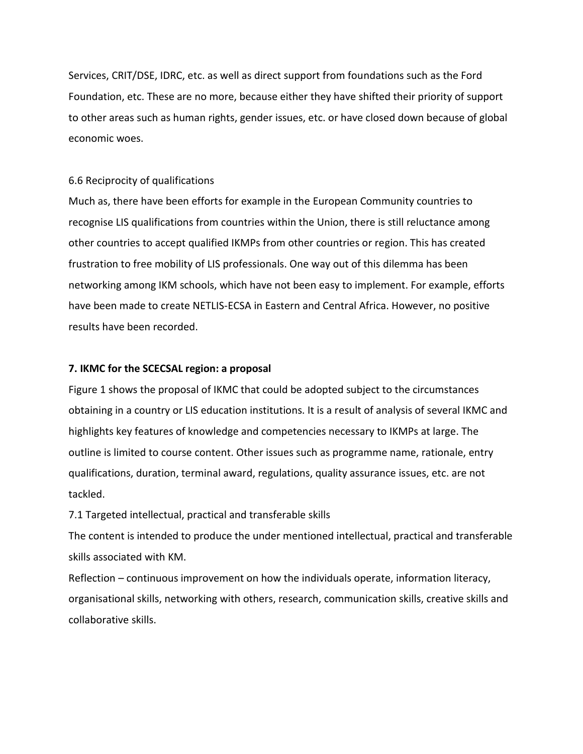Services, CRIT/DSE, IDRC, etc. as well as direct support from foundations such as the Ford Foundation, etc. These are no more, because either they have shifted their priority of support to other areas such as human rights, gender issues, etc. or have closed down because of global economic woes.

### 6.6 Reciprocity of qualifications

Much as, there have been efforts for example in the European Community countries to recognise LIS qualifications from countries within the Union, there is still reluctance among other countries to accept qualified IKMPs from other countries or region. This has created frustration to free mobility of LIS professionals. One way out of this dilemma has been networking among IKM schools, which have not been easy to implement. For example, efforts have been made to create NETLIS-ECSA in Eastern and Central Africa. However, no positive results have been recorded.

## 7. IKMC for the SCECSAL region: a proposal

Figure 1 shows the proposal of IKMC that could be adopted subject to the circumstances obtaining in a country or LIS education institutions. It is a result of analysis of several IKMC and highlights key features of knowledge and competencies necessary to IKMPs at large. The outline is limited to course content. Other issues such as programme name, rationale, entry qualifications, duration, terminal award, regulations, quality assurance issues, etc. are not tackled.

### 7.1 Targeted intellectual, practical and transferable skills

The content is intended to produce the under mentioned intellectual, practical and transferable skills associated with KM.

Reflection – continuous improvement on how the individuals operate, information literacy, organisational skills, networking with others, research, communication skills, creative skills and collaborative skills.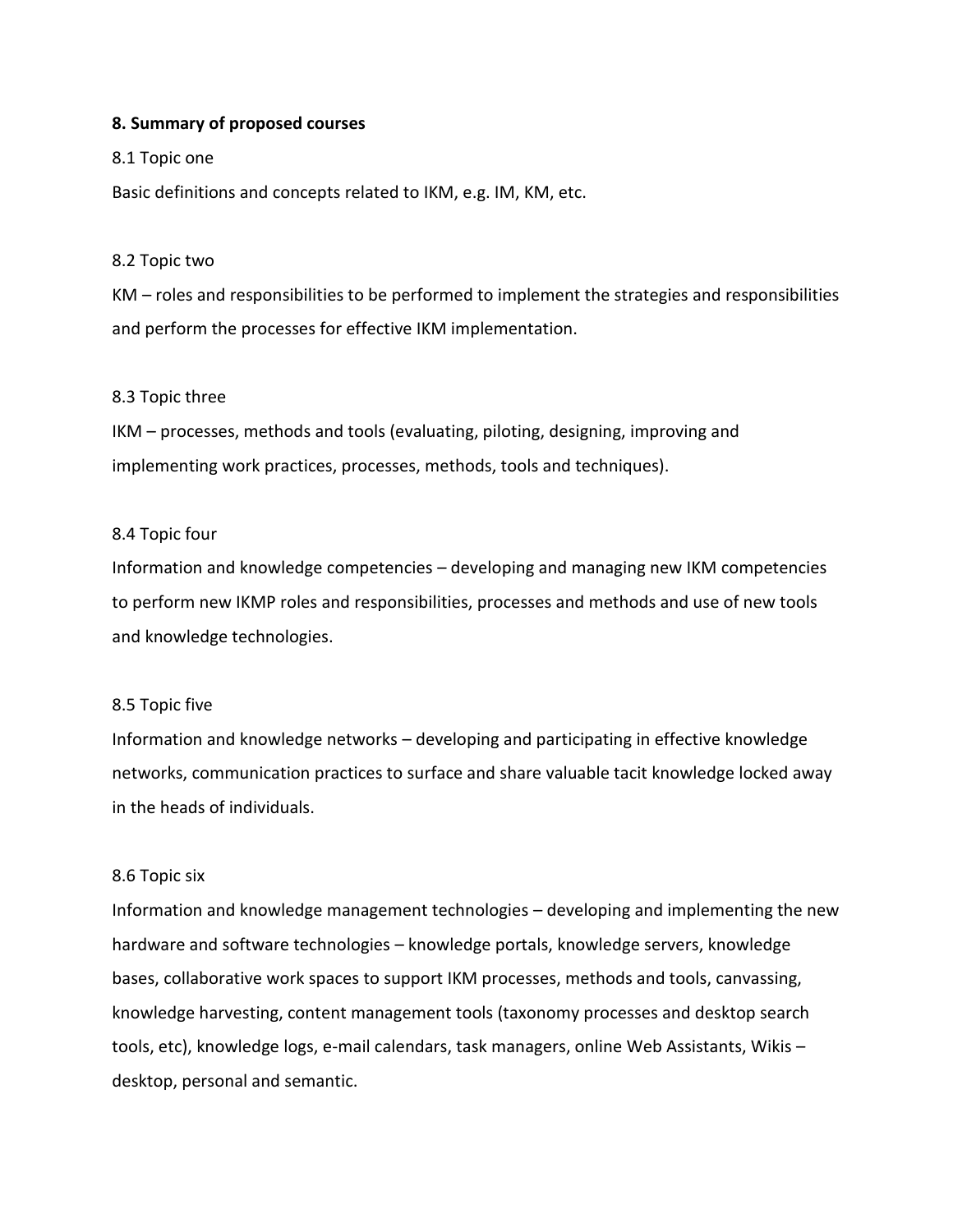**8. Summary of proposed courses**

8.1 Topic one

Basic definitions and concepts related to IKM, e.g. IM, KM, etc.

8.2 Topic two

KM – roles and responsibilities to be performed to implement the strategies and responsibilities and perform the processes for effective IKM implementation.

8.3 Topic three

IKM – processes, methods and tools (evaluating, piloting, designing, improving and implementing work practices, processes, methods, tools and techniques).

8.4 Topic four

Information and knowledge competencies – developing and managing new IKM competencies to perform new IKMP roles and responsibilities, processes and methods and use of new tools and knowledge technologies.

8.5 Topic five

Information and knowledge networks – developing and participating in effective knowledge networks, communication practices to surface and share valuable tacit knowledge locked away in the heads of individuals.

8.6 Topic six

Information and knowledge management technologies – developing and implementing the new hardware and software technologies – knowledge portals, knowledge servers, knowledge bases, collaborative work spaces to support IKM processes, methods and tools, canvassing, knowledge harvesting, content management tools (taxonomy processes and desktop search tools, etc), knowledge logs, e-mail calendars, task managers, online Web Assistants, Wikis – desktop, personal and semantic.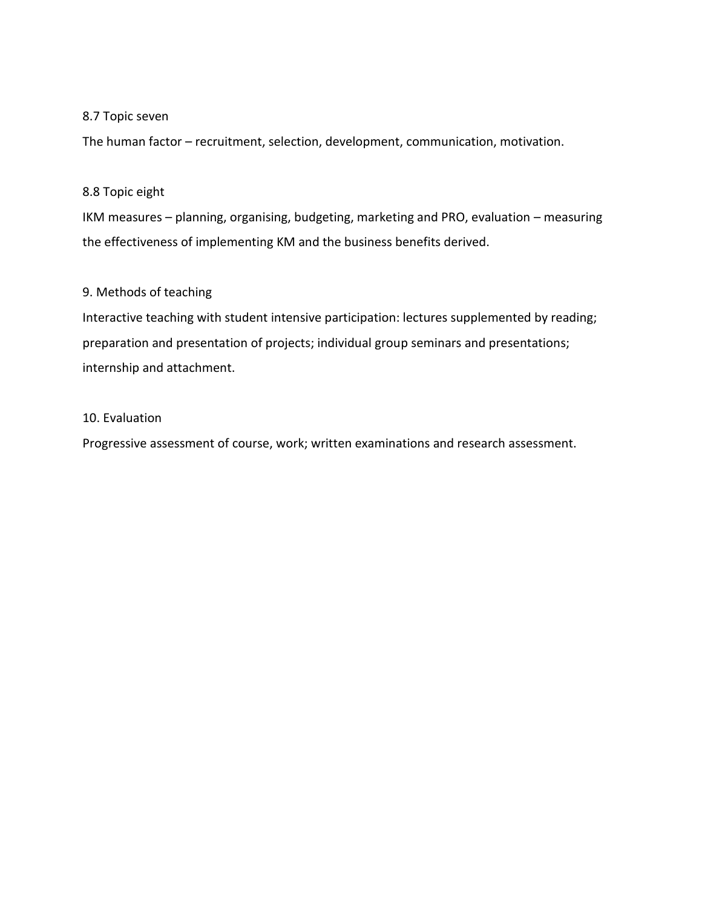8.7 Topic seven

The human factor – recruitment, selection, development, communication, motivation.

8.8 Topic eight

IKM measures – planning, organising, budgeting, marketing and PRO, evaluation – measuring the effectiveness of implementing KM and the business benefits derived.

9. Methods of teaching

Interactive teaching with student intensive participation: lectures supplemented by reading; preparation and presentation of projects; individual group seminars and presentations; internship and attachment.

10. Evaluation

Progressive assessment of course, work; written examinations and research assessment.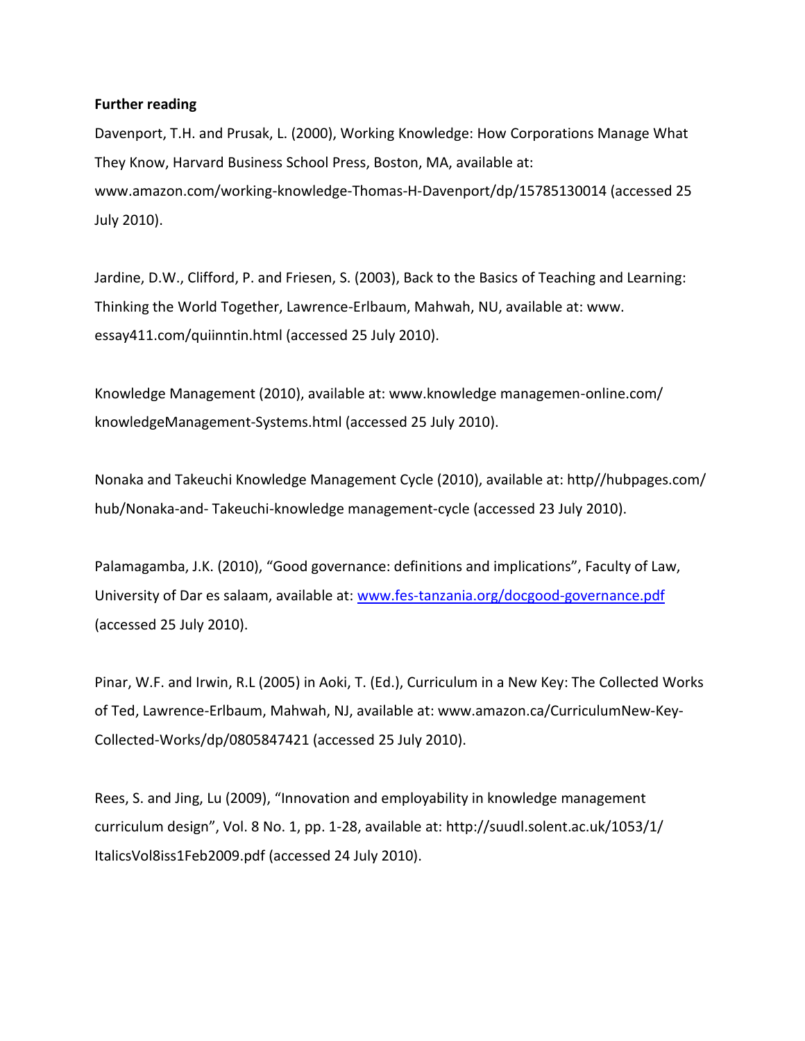**Further reading**

Davenport, T.H. and Prusak, L. (2000), Working Knowledge: How Corporations Manage What They Know, Harvard Business School Press, Boston, MA, available at: www.amazon.com/working-knowledge-Thomas-H-Davenport/dp/15785130014 (accessed 25 July 2010).

Jardine, D.W., Clifford, P. and Friesen, S. (2003), Back to the Basics of Teaching and Learning: Thinking the World Together, Lawrence-Erlbaum, Mahwah, NU, available at: www. essay411.com/quiinntin.html (accessed 25 July 2010).

Knowledge Management (2010), available at: www.knowledge managemen-online.com/ knowledgeManagement-Systems.html (accessed 25 July 2010).

Nonaka and Takeuchi Knowledge Management Cycle (2010), available at: http//hubpages.com/ hub/Nonaka-and- Takeuchi-knowledge management-cycle (accessed 23 July 2010).

Palamagamba, J.K. (2010), "Good governance: definitions and implications", Faculty of Law, University of Dar es salaam, available at: www.fes-tanzania.org/docgood-governance.pdf (accessed 25 July 2010).

Pinar, W.F. and Irwin, R.L (2005) in Aoki, T. (Ed.), Curriculum in a New Key: The Collected Works of Ted, Lawrence-Erlbaum, Mahwah, NJ, available at: www.amazon.ca/CurriculumNew-Key-Collected-Works/dp/0805847421 (accessed 25 July 2010).

Rees, S. and Jing, Lu (2009), "Innovation and employability in knowledge management curriculum design", Vol. 8 No. 1, pp. 1-28, available at: http://suudl.solent.ac.uk/1053/1/ ItalicsVol8iss1Feb2009.pdf (accessed 24 July 2010).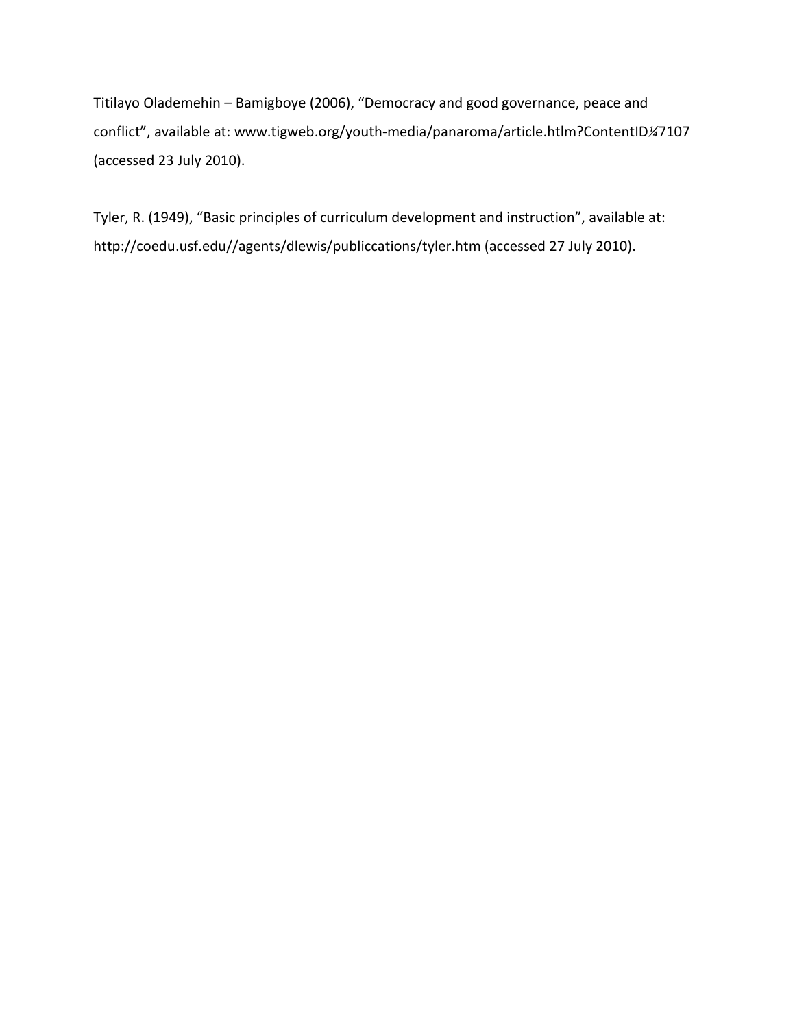Titilayo Olademehin – Bamigboye (2006), “Democracy and good governance, peace and conflict”, available at: www.tigweb.org/youth-media/panaroma/article.htlm?ContentID¼7107 (accessed 23 July 2010).

Tyler, R. (1949), “Basic principles of curriculum development and instruction”, available at: http://coedu.usf.edu//agents/dlewis/publiccations/tyler.htm (accessed 27 July 2010).